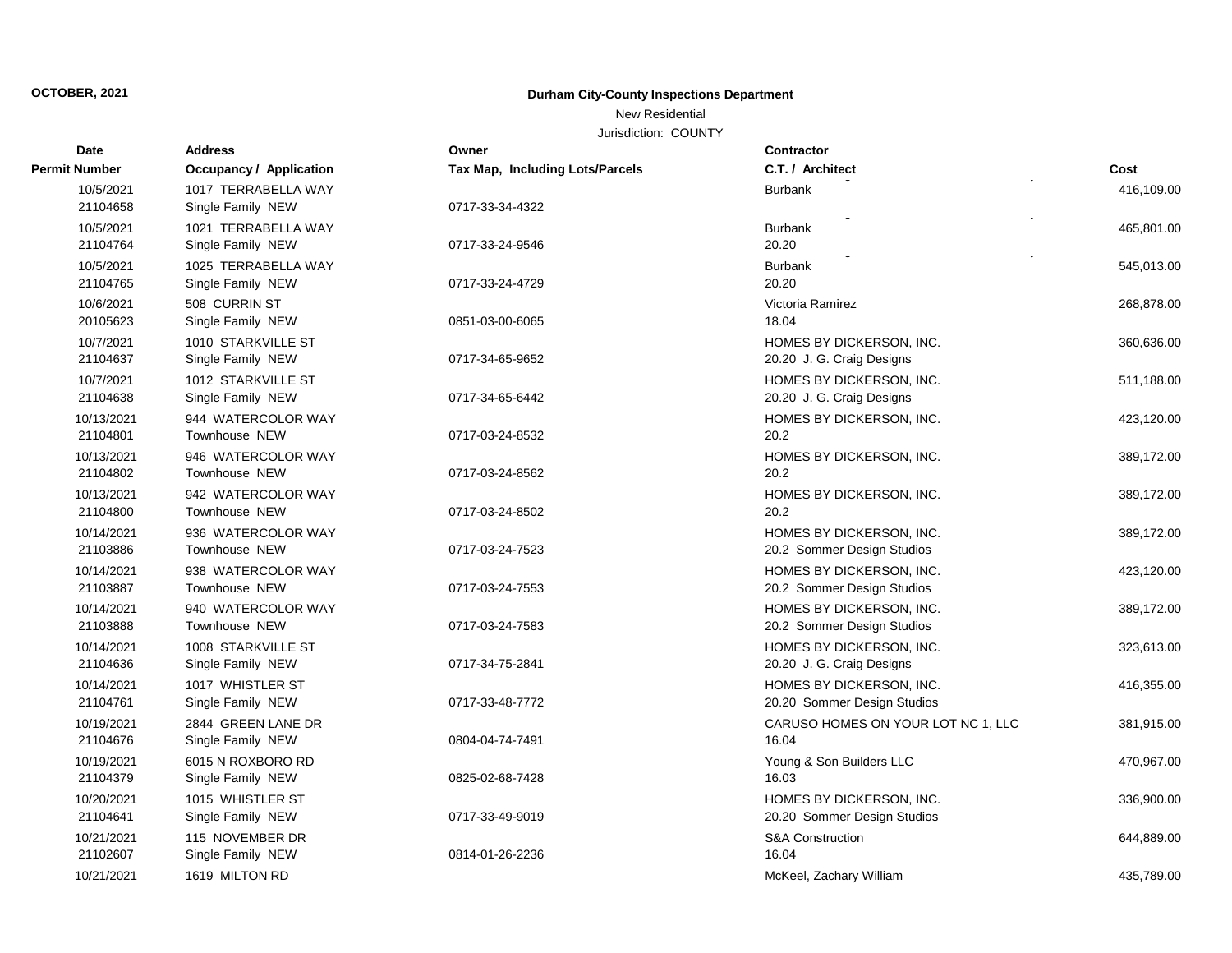**OCTOBER, 2021**

**Durham City-County Inspections Department**

New Residential

Jurisdiction: COUNTY

| Date<br>Permit Number | Address<br>Occupancy / Application | Owner<br>Tax Map, Including Lots/Parcels | Contractor<br>C.T. / Architect | Cost |
|---|---|---|---|---|
| 10/5/2021<br>21104658 | 1017 TERRABELLA WAY<br>Single Family NEW | 0717-33-34-4322 | Burbank | 416,109.00 |
| 10/5/2021<br>21104764 | 1021 TERRABELLA WAY<br>Single Family NEW | 0717-33-24-9546 | Burbank<br>20.20 | 465,801.00 |
| 10/5/2021<br>21104765 | 1025 TERRABELLA WAY<br>Single Family NEW | 0717-33-24-4729 | Burbank<br>20.20 | 545,013.00 |
| 10/6/2021<br>20105623 | 508 CURRIN ST<br>Single Family NEW | 0851-03-00-6065 | Victoria Ramirez<br>18.04 | 268,878.00 |
| 10/7/2021<br>21104637 | 1010 STARKVILLE ST<br>Single Family NEW | 0717-34-65-9652 | HOMES BY DICKERSON, INC.<br>20.20 J. G. Craig Designs | 360,636.00 |
| 10/7/2021<br>21104638 | 1012 STARKVILLE ST<br>Single Family NEW | 0717-34-65-6442 | HOMES BY DICKERSON, INC.<br>20.20 J. G. Craig Designs | 511,188.00 |
| 10/13/2021<br>21104801 | 944 WATERCOLOR WAY<br>Townhouse NEW | 0717-03-24-8532 | HOMES BY DICKERSON, INC.<br>20.2 | 423,120.00 |
| 10/13/2021<br>21104802 | 946 WATERCOLOR WAY<br>Townhouse NEW | 0717-03-24-8562 | HOMES BY DICKERSON, INC.<br>20.2 | 389,172.00 |
| 10/13/2021<br>21104800 | 942 WATERCOLOR WAY<br>Townhouse NEW | 0717-03-24-8502 | HOMES BY DICKERSON, INC.<br>20.2 | 389,172.00 |
| 10/14/2021<br>21103886 | 936 WATERCOLOR WAY<br>Townhouse NEW | 0717-03-24-7523 | HOMES BY DICKERSON, INC.<br>20.2 Sommer Design Studios | 389,172.00 |
| 10/14/2021<br>21103887 | 938 WATERCOLOR WAY<br>Townhouse NEW | 0717-03-24-7553 | HOMES BY DICKERSON, INC.<br>20.2 Sommer Design Studios | 423,120.00 |
| 10/14/2021<br>21103888 | 940 WATERCOLOR WAY<br>Townhouse NEW | 0717-03-24-7583 | HOMES BY DICKERSON, INC.<br>20.2 Sommer Design Studios | 389,172.00 |
| 10/14/2021<br>21104636 | 1008 STARKVILLE ST<br>Single Family NEW | 0717-34-75-2841 | HOMES BY DICKERSON, INC.<br>20.20 J. G. Craig Designs | 323,613.00 |
| 10/14/2021<br>21104761 | 1017 WHISTLER ST<br>Single Family NEW | 0717-33-48-7772 | HOMES BY DICKERSON, INC.<br>20.20 Sommer Design Studios | 416,355.00 |
| 10/19/2021<br>21104676 | 2844 GREEN LANE DR<br>Single Family NEW | 0804-04-74-7491 | CARUSO HOMES ON YOUR LOT NC 1, LLC<br>16.04 | 381,915.00 |
| 10/19/2021<br>21104379 | 6015 N ROXBORO RD<br>Single Family NEW | 0825-02-68-7428 | Young & Son Builders LLC<br>16.03 | 470,967.00 |
| 10/20/2021<br>21104641 | 1015 WHISTLER ST<br>Single Family NEW | 0717-33-49-9019 | HOMES BY DICKERSON, INC.<br>20.20 Sommer Design Studios | 336,900.00 |
| 10/21/2021<br>21102607 | 115 NOVEMBER DR<br>Single Family NEW | 0814-01-26-2236 | S&A Construction<br>16.04 | 644,889.00 |
| 10/21/2021 | 1619 MILTON RD | | McKeel, Zachary William | 435,789.00 |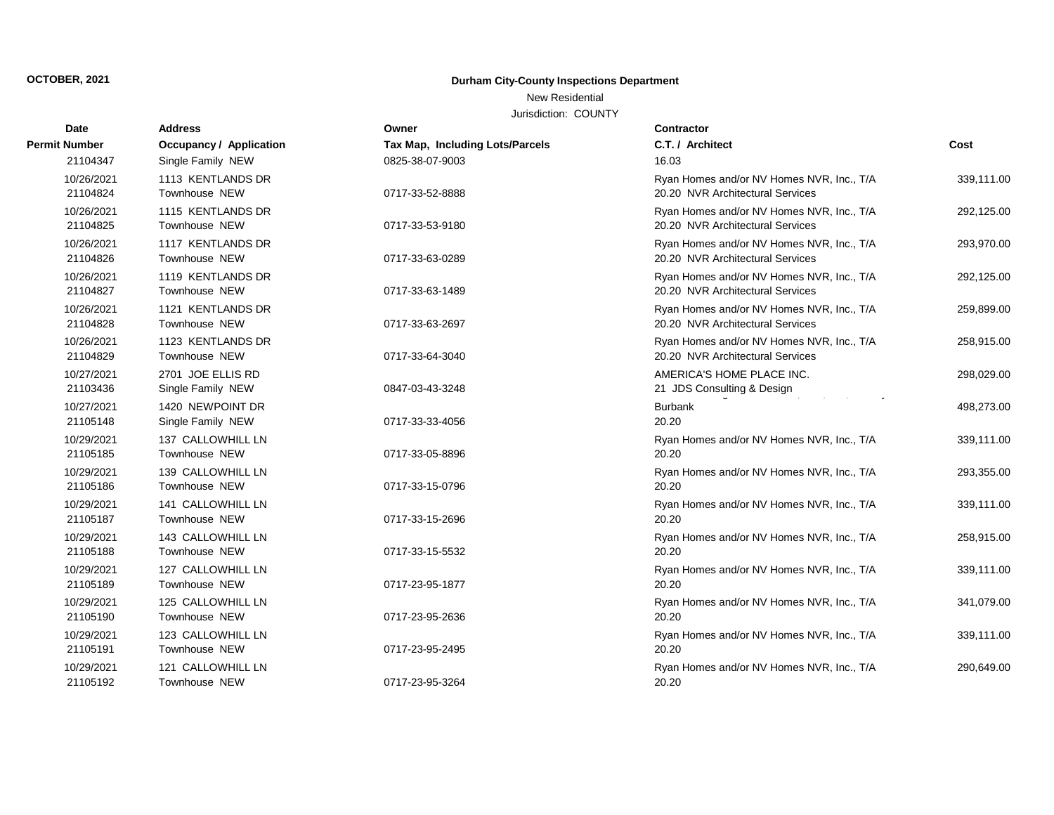**OCTOBER, 2021**

**Durham City-County Inspections Department**

New Residential

Jurisdiction: COUNTY

| Date / Permit Number | Address / Occupancy / Application | Owner / Tax Map, Including Lots/Parcels | Contractor / C.T. / Architect | Cost |
|---|---|---|---|---|
| 21104347 | Single Family NEW | 0825-38-07-9003 | 16.03 | |
| 10/26/2021<br>21104824 | 1113 KENTLANDS DR<br>Townhouse NEW | 0717-33-52-8888 | Ryan Homes and/or NV Homes NVR, Inc., T/A<br>20.20 NVR Architectural Services | 339,111.00 |
| 10/26/2021<br>21104825 | 1115 KENTLANDS DR<br>Townhouse NEW | 0717-33-53-9180 | Ryan Homes and/or NV Homes NVR, Inc., T/A<br>20.20 NVR Architectural Services | 292,125.00 |
| 10/26/2021<br>21104826 | 1117 KENTLANDS DR<br>Townhouse NEW | 0717-33-63-0289 | Ryan Homes and/or NV Homes NVR, Inc., T/A<br>20.20 NVR Architectural Services | 293,970.00 |
| 10/26/2021<br>21104827 | 1119 KENTLANDS DR<br>Townhouse NEW | 0717-33-63-1489 | Ryan Homes and/or NV Homes NVR, Inc., T/A<br>20.20 NVR Architectural Services | 292,125.00 |
| 10/26/2021<br>21104828 | 1121 KENTLANDS DR<br>Townhouse NEW | 0717-33-63-2697 | Ryan Homes and/or NV Homes NVR, Inc., T/A<br>20.20 NVR Architectural Services | 259,899.00 |
| 10/26/2021<br>21104829 | 1123 KENTLANDS DR<br>Townhouse NEW | 0717-33-64-3040 | Ryan Homes and/or NV Homes NVR, Inc., T/A<br>20.20 NVR Architectural Services | 258,915.00 |
| 10/27/2021<br>21103436 | 2701 JOE ELLIS RD<br>Single Family NEW | 0847-03-43-3248 | AMERICA'S HOME PLACE INC.<br>21 JDS Consulting & Design | 298,029.00 |
| 10/27/2021<br>21105148 | 1420 NEWPOINT DR<br>Single Family NEW | 0717-33-33-4056 | Burbank<br>20.20 | 498,273.00 |
| 10/29/2021<br>21105185 | 137 CALLOWHILL LN<br>Townhouse NEW | 0717-33-05-8896 | Ryan Homes and/or NV Homes NVR, Inc., T/A<br>20.20 | 339,111.00 |
| 10/29/2021<br>21105186 | 139 CALLOWHILL LN<br>Townhouse NEW | 0717-33-15-0796 | Ryan Homes and/or NV Homes NVR, Inc., T/A<br>20.20 | 293,355.00 |
| 10/29/2021<br>21105187 | 141 CALLOWHILL LN<br>Townhouse NEW | 0717-33-15-2696 | Ryan Homes and/or NV Homes NVR, Inc., T/A<br>20.20 | 339,111.00 |
| 10/29/2021<br>21105188 | 143 CALLOWHILL LN<br>Townhouse NEW | 0717-33-15-5532 | Ryan Homes and/or NV Homes NVR, Inc., T/A<br>20.20 | 258,915.00 |
| 10/29/2021<br>21105189 | 127 CALLOWHILL LN<br>Townhouse NEW | 0717-23-95-1877 | Ryan Homes and/or NV Homes NVR, Inc., T/A<br>20.20 | 339,111.00 |
| 10/29/2021<br>21105190 | 125 CALLOWHILL LN<br>Townhouse NEW | 0717-23-95-2636 | Ryan Homes and/or NV Homes NVR, Inc., T/A<br>20.20 | 341,079.00 |
| 10/29/2021<br>21105191 | 123 CALLOWHILL LN<br>Townhouse NEW | 0717-23-95-2495 | Ryan Homes and/or NV Homes NVR, Inc., T/A<br>20.20 | 339,111.00 |
| 10/29/2021<br>21105192 | 121 CALLOWHILL LN<br>Townhouse NEW | 0717-23-95-3264 | Ryan Homes and/or NV Homes NVR, Inc., T/A<br>20.20 | 290,649.00 |